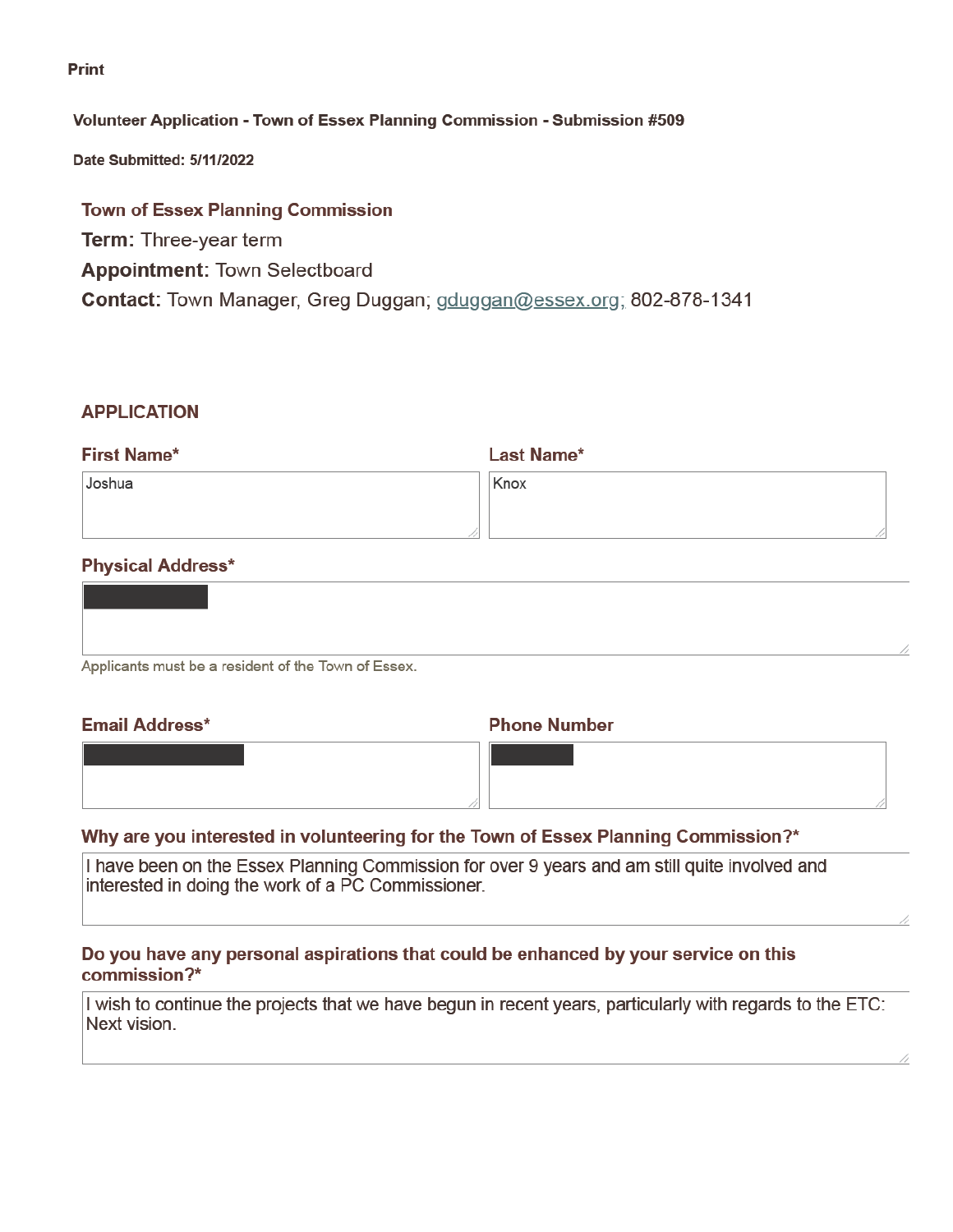Print

**Volunteer Application - Town of Essex Planning Commission - Submission #509**

**Date Submitted: 5/11/2022**

## Town of Essex Planning Commission

**Term:** Three-year term

**Appointment:** Town Selectboard

**Contact:** Town Manager, Greg Duggan; gduggan@essex.org; 802-878-1341

## APPLICATION

**First Name***

Joshua

**Last Name***

Knox

**Physical Address***

[REDACTED]

Applicants must be a resident of the Town of Essex.

**Email Address***

[REDACTED]

**Phone Number**

[REDACTED]

**Why are you interested in volunteering for the Town of Essex Planning Commission?***

I have been on the Essex Planning Commission for over 9 years and am still quite involved and interested in doing the work of a PC Commissioner.

**Do you have any personal aspirations that could be enhanced by your service on this commission?***

I wish to continue the projects that we have begun in recent years, particularly with regards to the ETC: Next vision.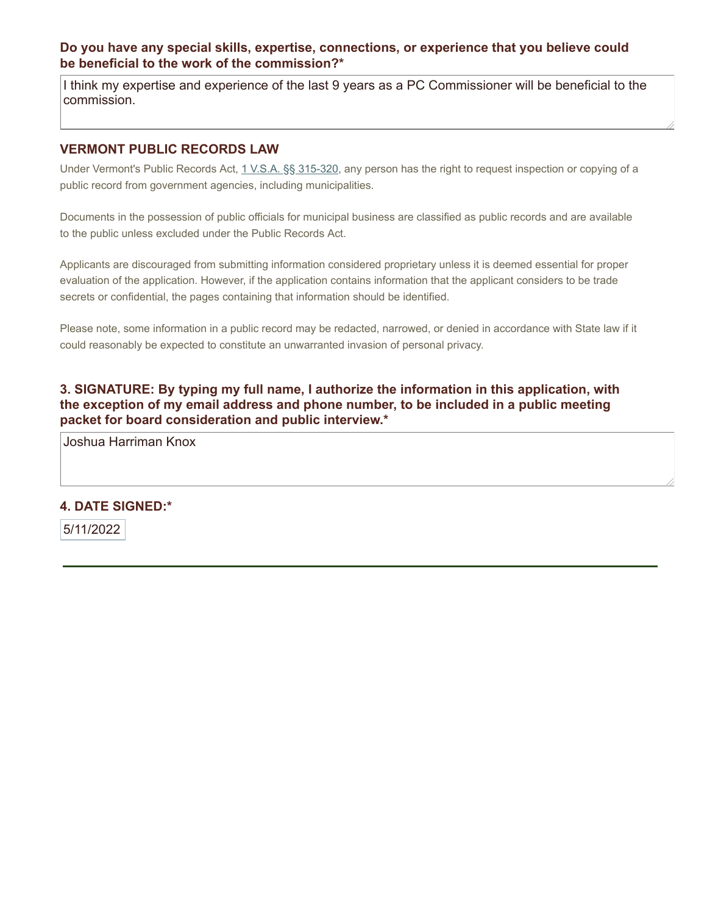**Do you have any special skills, expertise, connections, or experience that you believe could be beneficial to the work of the commission?***

I think my expertise and experience of the last 9 years as a PC Commissioner will be beneficial to the commission.

## VERMONT PUBLIC RECORDS LAW

Under Vermont's Public Records Act, 1 V.S.A. §§ 315-320, any person has the right to request inspection or copying of a public record from government agencies, including municipalities.

Documents in the possession of public officials for municipal business are classified as public records and are available to the public unless excluded under the Public Records Act.

Applicants are discouraged from submitting information considered proprietary unless it is deemed essential for proper evaluation of the application. However, if the application contains information that the applicant considers to be trade secrets or confidential, the pages containing that information should be identified.

Please note, some information in a public record may be redacted, narrowed, or denied in accordance with State law if it could reasonably be expected to constitute an unwarranted invasion of personal privacy.

**3. SIGNATURE: By typing my full name, I authorize the information in this application, with the exception of my email address and phone number, to be included in a public meeting packet for board consideration and public interview.***

Joshua Harriman Knox

**4. DATE SIGNED:***

5/11/2022